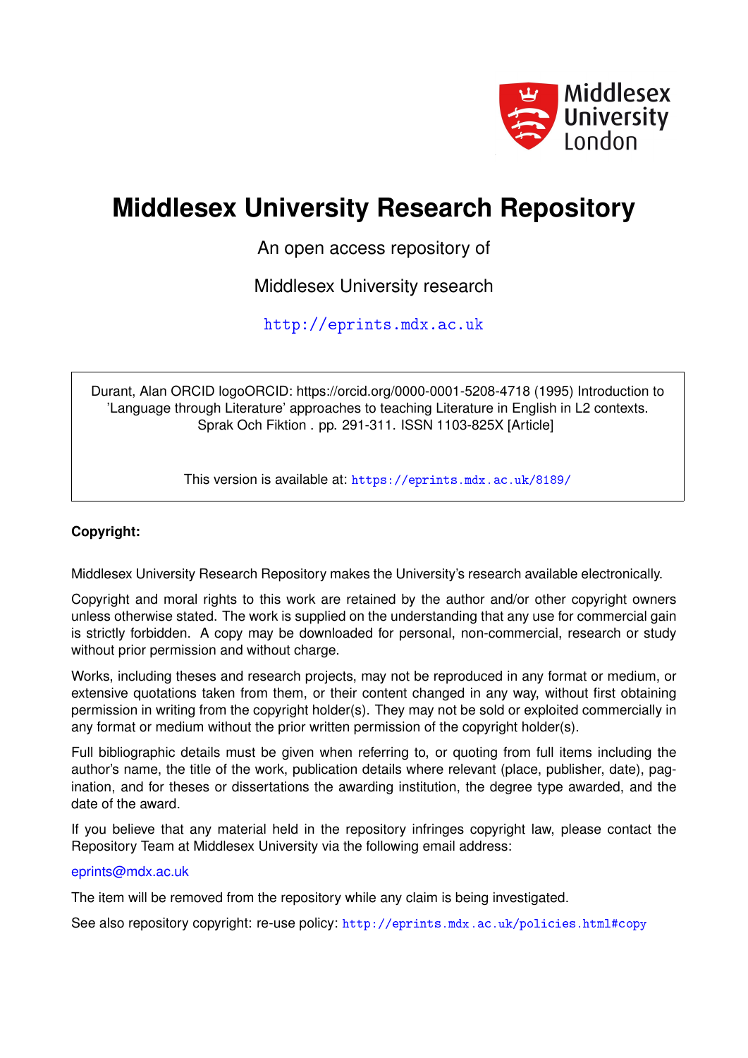Middlesex University London

# Middlesex University Research Repository

An open access repository of

Middlesex University research

http://eprints.mdx.ac.uk

Durant, Alan ORCID logoORCID: https://orcid.org/0000-0001-5208-4718 (1995) Introduction to 'Language through Literature' approaches to teaching Literature in English in L2 contexts. Sprak Och Fiktion . pp. 291-311. ISSN 1103-825X [Article]

This version is available at: https://eprints.mdx.ac.uk/8189/

**Copyright:**

Middlesex University Research Repository makes the University's research available electronically.

Copyright and moral rights to this work are retained by the author and/or other copyright owners unless otherwise stated. The work is supplied on the understanding that any use for commercial gain is strictly forbidden. A copy may be downloaded for personal, non-commercial, research or study without prior permission and without charge.

Works, including theses and research projects, may not be reproduced in any format or medium, or extensive quotations taken from them, or their content changed in any way, without first obtaining permission in writing from the copyright holder(s). They may not be sold or exploited commercially in any format or medium without the prior written permission of the copyright holder(s).

Full bibliographic details must be given when referring to, or quoting from full items including the author's name, the title of the work, publication details where relevant (place, publisher, date), pagination, and for theses or dissertations the awarding institution, the degree type awarded, and the date of the award.

If you believe that any material held in the repository infringes copyright law, please contact the Repository Team at Middlesex University via the following email address:

eprints@mdx.ac.uk

The item will be removed from the repository while any claim is being investigated.

See also repository copyright: re-use policy: http://eprints.mdx.ac.uk/policies.html#copy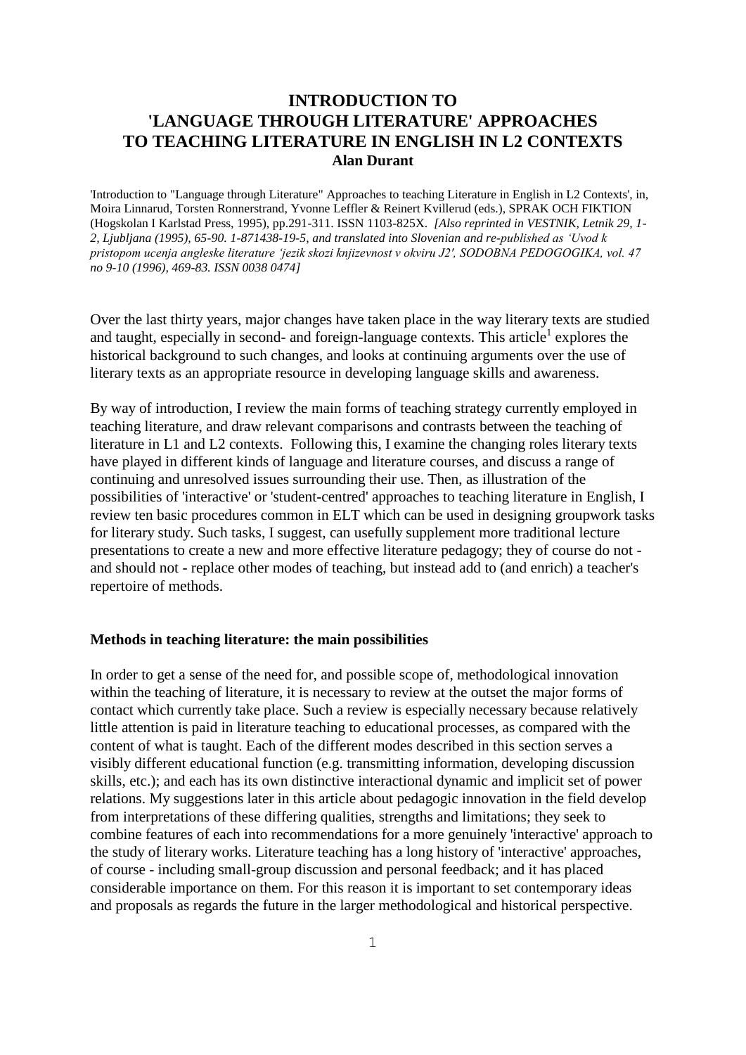# INTRODUCTION TO 'LANGUAGE THROUGH LITERATURE' APPROACHES TO TEACHING LITERATURE IN ENGLISH IN L2 CONTEXTS

**Alan Durant**

'Introduction to "Language through Literature" Approaches to teaching Literature in English in L2 Contexts', in, Moira Linnarud, Torsten Ronnerstrand, Yvonne Leffler & Reinert Kvillerud (eds.), SPRAK OCH FIKTION (Hogskolan I Karlstad Press, 1995), pp.291-311. ISSN 1103-825X. *[Also reprinted in VESTNIK, Letnik 29, 1-2, Ljubljana (1995), 65-90. 1-871438-19-5, and translated into Slovenian and re-published as 'Uvod k pristopom ucenja angleske literature 'jezik skozi knjizevnost v okviru J2', SODOBNA PEDOGOGIKA, vol. 47 no 9-10 (1996), 469-83. ISSN 0038 0474]*

Over the last thirty years, major changes have taken place in the way literary texts are studied and taught, especially in second- and foreign-language contexts. This article[1] explores the historical background to such changes, and looks at continuing arguments over the use of literary texts as an appropriate resource in developing language skills and awareness.

By way of introduction, I review the main forms of teaching strategy currently employed in teaching literature, and draw relevant comparisons and contrasts between the teaching of literature in L1 and L2 contexts. Following this, I examine the changing roles literary texts have played in different kinds of language and literature courses, and discuss a range of continuing and unresolved issues surrounding their use. Then, as illustration of the possibilities of 'interactive' or 'student-centred' approaches to teaching literature in English, I review ten basic procedures common in ELT which can be used in designing groupwork tasks for literary study. Such tasks, I suggest, can usefully supplement more traditional lecture presentations to create a new and more effective literature pedagogy; they of course do not - and should not - replace other modes of teaching, but instead add to (and enrich) a teacher's repertoire of methods.

**Methods in teaching literature: the main possibilities**

In order to get a sense of the need for, and possible scope of, methodological innovation within the teaching of literature, it is necessary to review at the outset the major forms of contact which currently take place. Such a review is especially necessary because relatively little attention is paid in literature teaching to educational processes, as compared with the content of what is taught. Each of the different modes described in this section serves a visibly different educational function (e.g. transmitting information, developing discussion skills, etc.); and each has its own distinctive interactional dynamic and implicit set of power relations. My suggestions later in this article about pedagogic innovation in the field develop from interpretations of these differing qualities, strengths and limitations; they seek to combine features of each into recommendations for a more genuinely 'interactive' approach to the study of literary works. Literature teaching has a long history of 'interactive' approaches, of course - including small-group discussion and personal feedback; and it has placed considerable importance on them. For this reason it is important to set contemporary ideas and proposals as regards the future in the larger methodological and historical perspective.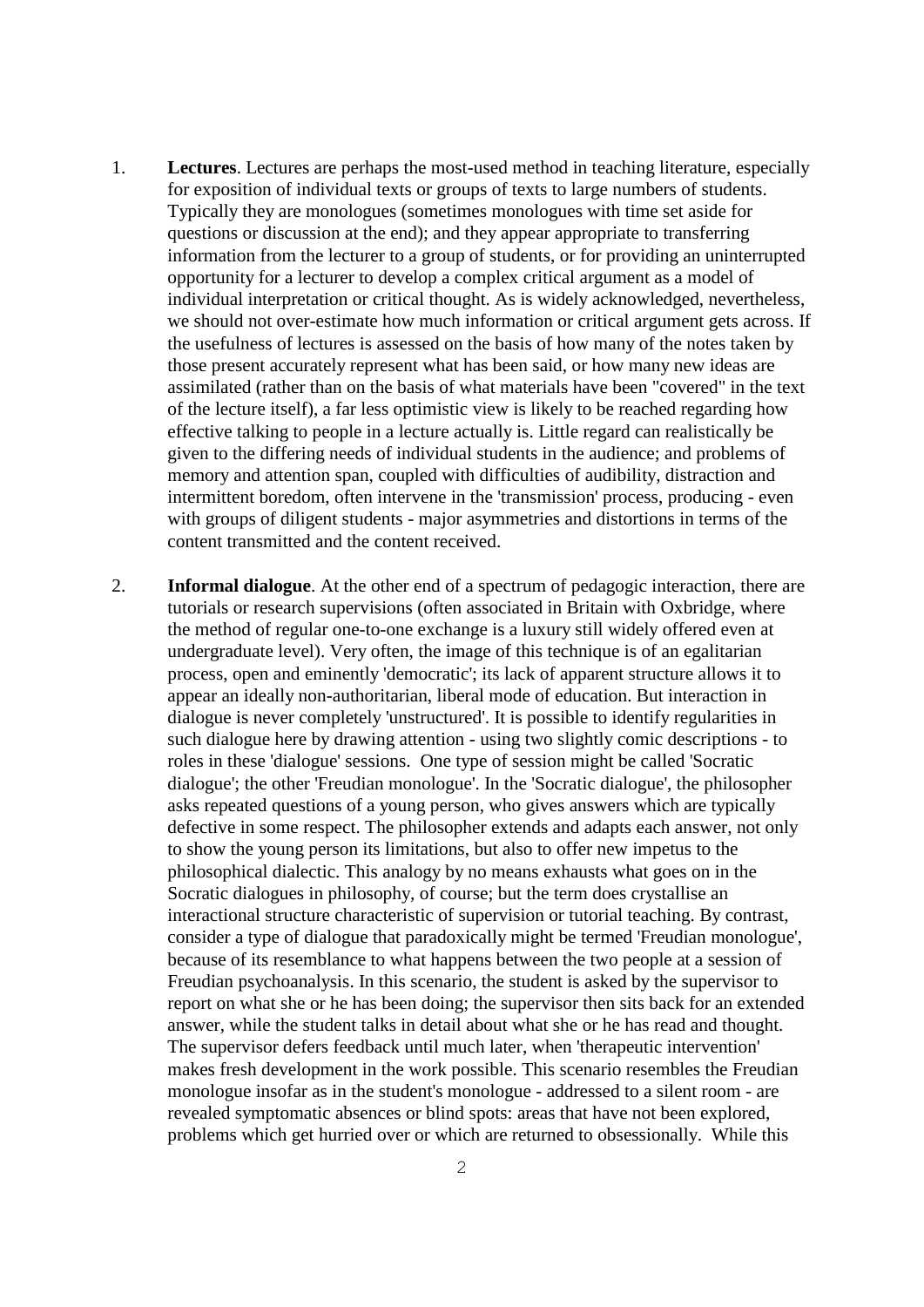1. **Lectures**. Lectures are perhaps the most-used method in teaching literature, especially for exposition of individual texts or groups of texts to large numbers of students. Typically they are monologues (sometimes monologues with time set aside for questions or discussion at the end); and they appear appropriate to transferring information from the lecturer to a group of students, or for providing an uninterrupted opportunity for a lecturer to develop a complex critical argument as a model of individual interpretation or critical thought. As is widely acknowledged, nevertheless, we should not over-estimate how much information or critical argument gets across. If the usefulness of lectures is assessed on the basis of how many of the notes taken by those present accurately represent what has been said, or how many new ideas are assimilated (rather than on the basis of what materials have been "covered" in the text of the lecture itself), a far less optimistic view is likely to be reached regarding how effective talking to people in a lecture actually is. Little regard can realistically be given to the differing needs of individual students in the audience; and problems of memory and attention span, coupled with difficulties of audibility, distraction and intermittent boredom, often intervene in the 'transmission' process, producing - even with groups of diligent students - major asymmetries and distortions in terms of the content transmitted and the content received.

2. **Informal dialogue**. At the other end of a spectrum of pedagogic interaction, there are tutorials or research supervisions (often associated in Britain with Oxbridge, where the method of regular one-to-one exchange is a luxury still widely offered even at undergraduate level). Very often, the image of this technique is of an egalitarian process, open and eminently 'democratic'; its lack of apparent structure allows it to appear an ideally non-authoritarian, liberal mode of education. But interaction in dialogue is never completely 'unstructured'. It is possible to identify regularities in such dialogue here by drawing attention - using two slightly comic descriptions - to roles in these 'dialogue' sessions. One type of session might be called 'Socratic dialogue'; the other 'Freudian monologue'. In the 'Socratic dialogue', the philosopher asks repeated questions of a young person, who gives answers which are typically defective in some respect. The philosopher extends and adapts each answer, not only to show the young person its limitations, but also to offer new impetus to the philosophical dialectic. This analogy by no means exhausts what goes on in the Socratic dialogues in philosophy, of course; but the term does crystallise an interactional structure characteristic of supervision or tutorial teaching. By contrast, consider a type of dialogue that paradoxically might be termed 'Freudian monologue', because of its resemblance to what happens between the two people at a session of Freudian psychoanalysis. In this scenario, the student is asked by the supervisor to report on what she or he has been doing; the supervisor then sits back for an extended answer, while the student talks in detail about what she or he has read and thought. The supervisor defers feedback until much later, when 'therapeutic intervention' makes fresh development in the work possible. This scenario resembles the Freudian monologue insofar as in the student's monologue - addressed to a silent room - are revealed symptomatic absences or blind spots: areas that have not been explored, problems which get hurried over or which are returned to obsessionally. While this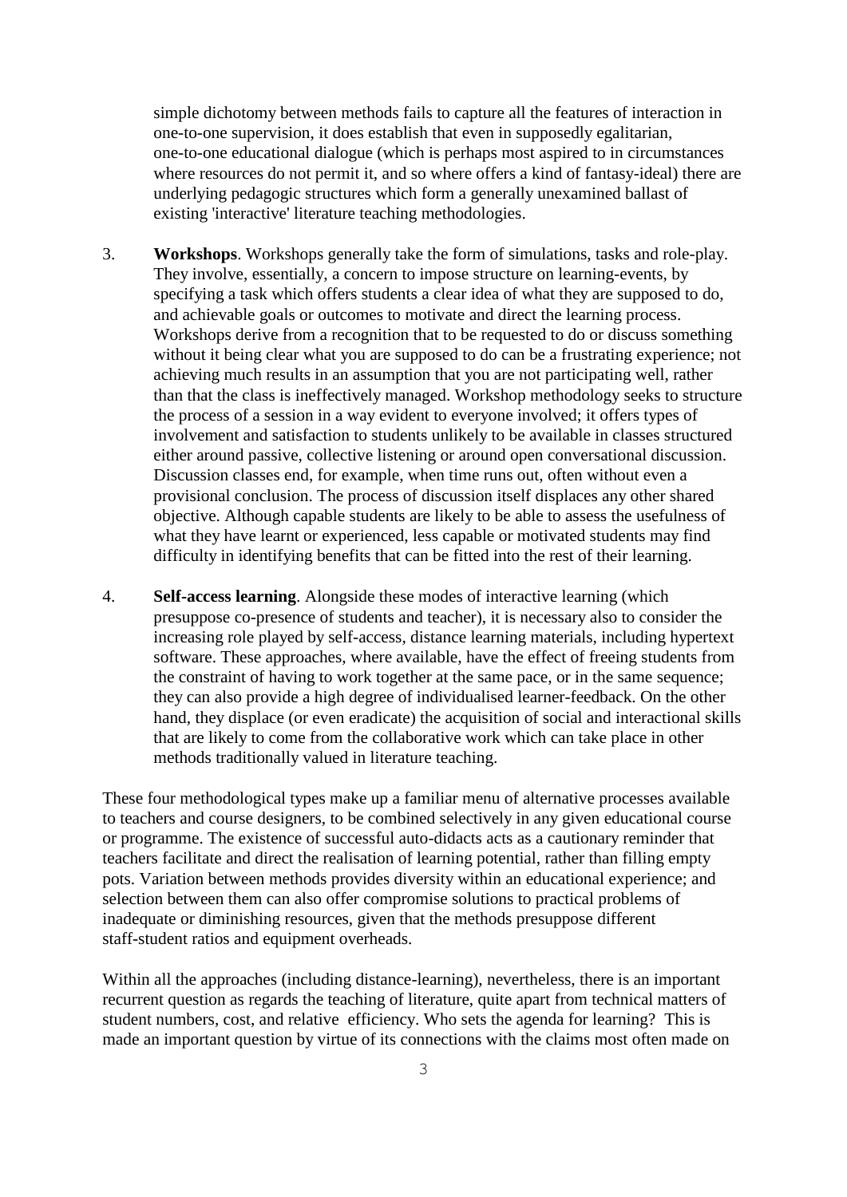simple dichotomy between methods fails to capture all the features of interaction in one-to-one supervision, it does establish that even in supposedly egalitarian, one-to-one educational dialogue (which is perhaps most aspired to in circumstances where resources do not permit it, and so where offers a kind of fantasy-ideal) there are underlying pedagogic structures which form a generally unexamined ballast of existing 'interactive' literature teaching methodologies.

3. **Workshops**. Workshops generally take the form of simulations, tasks and role-play. They involve, essentially, a concern to impose structure on learning-events, by specifying a task which offers students a clear idea of what they are supposed to do, and achievable goals or outcomes to motivate and direct the learning process. Workshops derive from a recognition that to be requested to do or discuss something without it being clear what you are supposed to do can be a frustrating experience; not achieving much results in an assumption that you are not participating well, rather than that the class is ineffectively managed. Workshop methodology seeks to structure the process of a session in a way evident to everyone involved; it offers types of involvement and satisfaction to students unlikely to be available in classes structured either around passive, collective listening or around open conversational discussion. Discussion classes end, for example, when time runs out, often without even a provisional conclusion. The process of discussion itself displaces any other shared objective. Although capable students are likely to be able to assess the usefulness of what they have learnt or experienced, less capable or motivated students may find difficulty in identifying benefits that can be fitted into the rest of their learning.

4. **Self-access learning**. Alongside these modes of interactive learning (which presuppose co-presence of students and teacher), it is necessary also to consider the increasing role played by self-access, distance learning materials, including hypertext software. These approaches, where available, have the effect of freeing students from the constraint of having to work together at the same pace, or in the same sequence; they can also provide a high degree of individualised learner-feedback. On the other hand, they displace (or even eradicate) the acquisition of social and interactional skills that are likely to come from the collaborative work which can take place in other methods traditionally valued in literature teaching.

These four methodological types make up a familiar menu of alternative processes available to teachers and course designers, to be combined selectively in any given educational course or programme. The existence of successful auto-didacts acts as a cautionary reminder that teachers facilitate and direct the realisation of learning potential, rather than filling empty pots. Variation between methods provides diversity within an educational experience; and selection between them can also offer compromise solutions to practical problems of inadequate or diminishing resources, given that the methods presuppose different staff-student ratios and equipment overheads.

Within all the approaches (including distance-learning), nevertheless, there is an important recurrent question as regards the teaching of literature, quite apart from technical matters of student numbers, cost, and relative efficiency. Who sets the agenda for learning? This is made an important question by virtue of its connections with the claims most often made on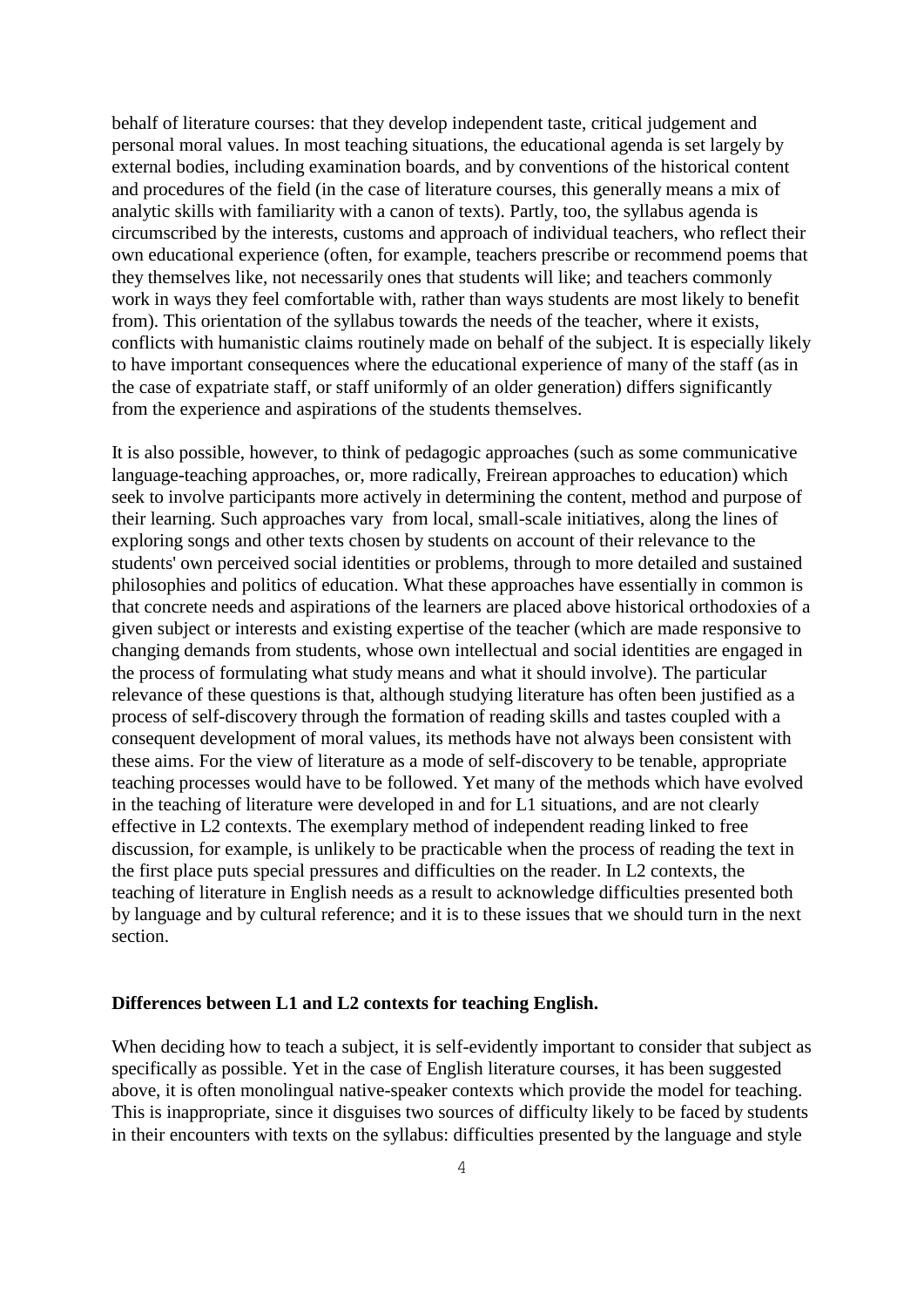behalf of literature courses: that they develop independent taste, critical judgement and personal moral values. In most teaching situations, the educational agenda is set largely by external bodies, including examination boards, and by conventions of the historical content and procedures of the field (in the case of literature courses, this generally means a mix of analytic skills with familiarity with a canon of texts). Partly, too, the syllabus agenda is circumscribed by the interests, customs and approach of individual teachers, who reflect their own educational experience (often, for example, teachers prescribe or recommend poems that they themselves like, not necessarily ones that students will like; and teachers commonly work in ways they feel comfortable with, rather than ways students are most likely to benefit from). This orientation of the syllabus towards the needs of the teacher, where it exists, conflicts with humanistic claims routinely made on behalf of the subject. It is especially likely to have important consequences where the educational experience of many of the staff (as in the case of expatriate staff, or staff uniformly of an older generation) differs significantly from the experience and aspirations of the students themselves.

It is also possible, however, to think of pedagogic approaches (such as some communicative language-teaching approaches, or, more radically, Freirean approaches to education) which seek to involve participants more actively in determining the content, method and purpose of their learning. Such approaches vary from local, small-scale initiatives, along the lines of exploring songs and other texts chosen by students on account of their relevance to the students' own perceived social identities or problems, through to more detailed and sustained philosophies and politics of education. What these approaches have essentially in common is that concrete needs and aspirations of the learners are placed above historical orthodoxies of a given subject or interests and existing expertise of the teacher (which are made responsive to changing demands from students, whose own intellectual and social identities are engaged in the process of formulating what study means and what it should involve). The particular relevance of these questions is that, although studying literature has often been justified as a process of self-discovery through the formation of reading skills and tastes coupled with a consequent development of moral values, its methods have not always been consistent with these aims. For the view of literature as a mode of self-discovery to be tenable, appropriate teaching processes would have to be followed. Yet many of the methods which have evolved in the teaching of literature were developed in and for L1 situations, and are not clearly effective in L2 contexts. The exemplary method of independent reading linked to free discussion, for example, is unlikely to be practicable when the process of reading the text in the first place puts special pressures and difficulties on the reader. In L2 contexts, the teaching of literature in English needs as a result to acknowledge difficulties presented both by language and by cultural reference; and it is to these issues that we should turn in the next section.

**Differences between L1 and L2 contexts for teaching English.**

When deciding how to teach a subject, it is self-evidently important to consider that subject as specifically as possible. Yet in the case of English literature courses, it has been suggested above, it is often monolingual native-speaker contexts which provide the model for teaching. This is inappropriate, since it disguises two sources of difficulty likely to be faced by students in their encounters with texts on the syllabus: difficulties presented by the language and style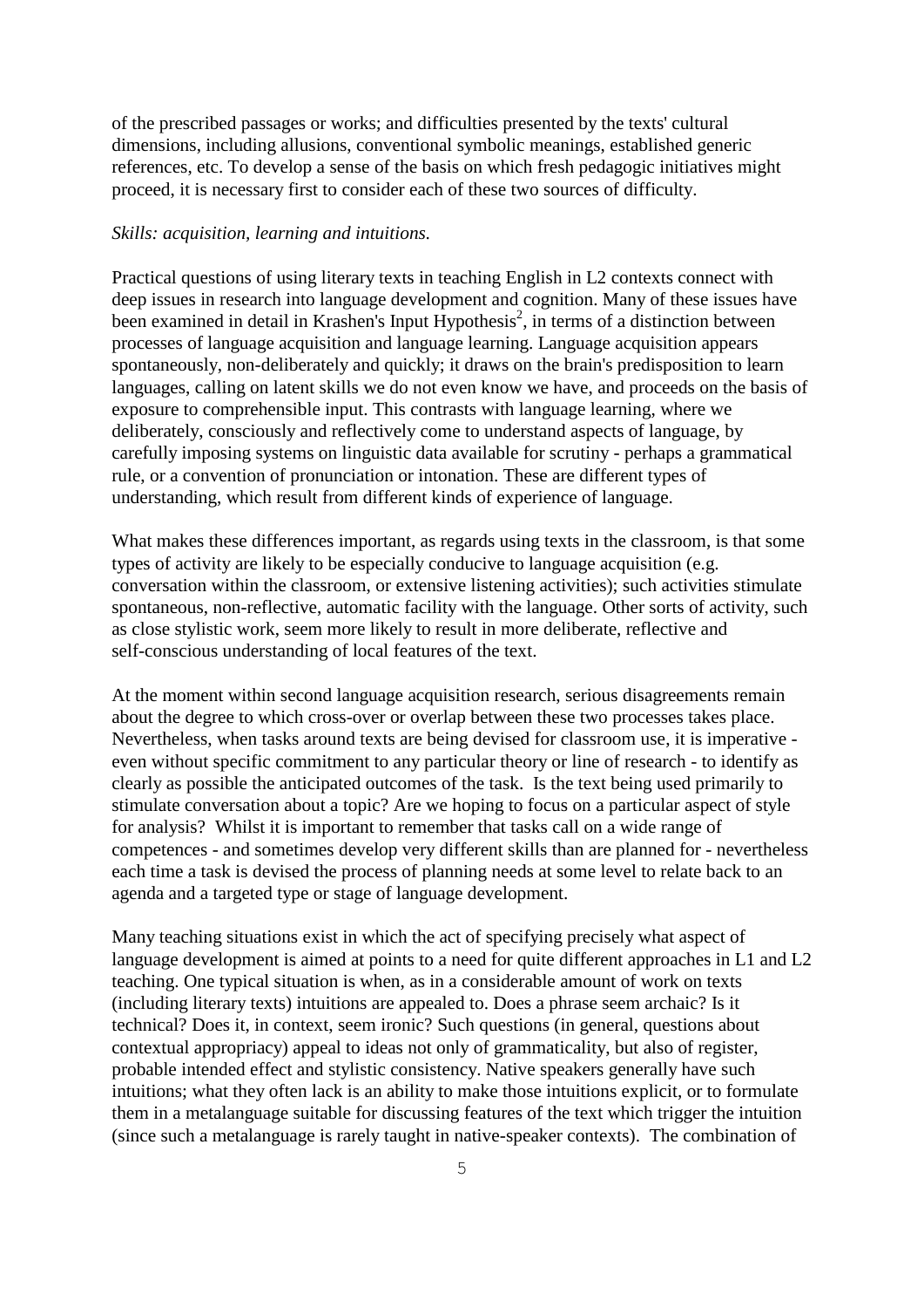of the prescribed passages or works; and difficulties presented by the texts' cultural dimensions, including allusions, conventional symbolic meanings, established generic references, etc. To develop a sense of the basis on which fresh pedagogic initiatives might proceed, it is necessary first to consider each of these two sources of difficulty.

*Skills: acquisition, learning and intuitions.*

Practical questions of using literary texts in teaching English in L2 contexts connect with deep issues in research into language development and cognition. Many of these issues have been examined in detail in Krashen's Input Hypothesis[2], in terms of a distinction between processes of language acquisition and language learning. Language acquisition appears spontaneously, non-deliberately and quickly; it draws on the brain's predisposition to learn languages, calling on latent skills we do not even know we have, and proceeds on the basis of exposure to comprehensible input. This contrasts with language learning, where we deliberately, consciously and reflectively come to understand aspects of language, by carefully imposing systems on linguistic data available for scrutiny - perhaps a grammatical rule, or a convention of pronunciation or intonation. These are different types of understanding, which result from different kinds of experience of language.

What makes these differences important, as regards using texts in the classroom, is that some types of activity are likely to be especially conducive to language acquisition (e.g. conversation within the classroom, or extensive listening activities); such activities stimulate spontaneous, non-reflective, automatic facility with the language. Other sorts of activity, such as close stylistic work, seem more likely to result in more deliberate, reflective and self-conscious understanding of local features of the text.

At the moment within second language acquisition research, serious disagreements remain about the degree to which cross-over or overlap between these two processes takes place. Nevertheless, when tasks around texts are being devised for classroom use, it is imperative - even without specific commitment to any particular theory or line of research - to identify as clearly as possible the anticipated outcomes of the task. Is the text being used primarily to stimulate conversation about a topic? Are we hoping to focus on a particular aspect of style for analysis? Whilst it is important to remember that tasks call on a wide range of competences - and sometimes develop very different skills than are planned for - nevertheless each time a task is devised the process of planning needs at some level to relate back to an agenda and a targeted type or stage of language development.

Many teaching situations exist in which the act of specifying precisely what aspect of language development is aimed at points to a need for quite different approaches in L1 and L2 teaching. One typical situation is when, as in a considerable amount of work on texts (including literary texts) intuitions are appealed to. Does a phrase seem archaic? Is it technical? Does it, in context, seem ironic? Such questions (in general, questions about contextual appropriacy) appeal to ideas not only of grammaticality, but also of register, probable intended effect and stylistic consistency. Native speakers generally have such intuitions; what they often lack is an ability to make those intuitions explicit, or to formulate them in a metalanguage suitable for discussing features of the text which trigger the intuition (since such a metalanguage is rarely taught in native-speaker contexts). The combination of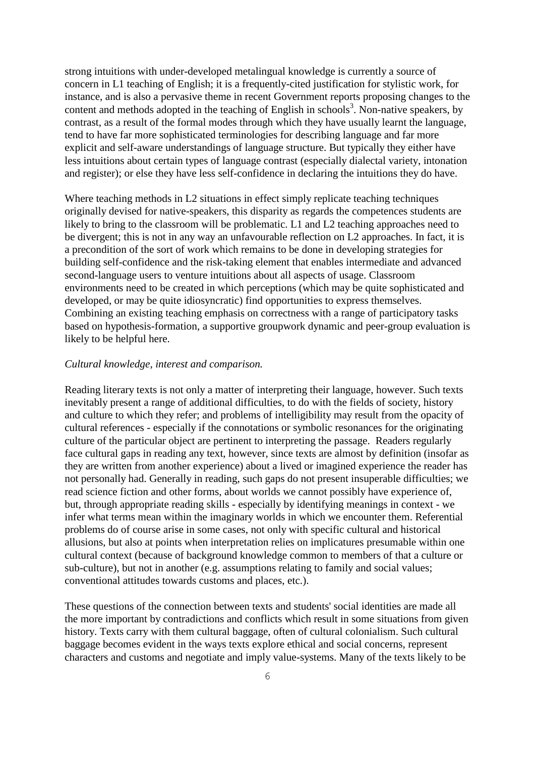strong intuitions with under-developed metalingual knowledge is currently a source of concern in L1 teaching of English; it is a frequently-cited justification for stylistic work, for instance, and is also a pervasive theme in recent Government reports proposing changes to the content and methods adopted in the teaching of English in schools[3]. Non-native speakers, by contrast, as a result of the formal modes through which they have usually learnt the language, tend to have far more sophisticated terminologies for describing language and far more explicit and self-aware understandings of language structure. But typically they either have less intuitions about certain types of language contrast (especially dialectal variety, intonation and register); or else they have less self-confidence in declaring the intuitions they do have.

Where teaching methods in L2 situations in effect simply replicate teaching techniques originally devised for native-speakers, this disparity as regards the competences students are likely to bring to the classroom will be problematic. L1 and L2 teaching approaches need to be divergent; this is not in any way an unfavourable reflection on L2 approaches. In fact, it is a precondition of the sort of work which remains to be done in developing strategies for building self-confidence and the risk-taking element that enables intermediate and advanced second-language users to venture intuitions about all aspects of usage. Classroom environments need to be created in which perceptions (which may be quite sophisticated and developed, or may be quite idiosyncratic) find opportunities to express themselves. Combining an existing teaching emphasis on correctness with a range of participatory tasks based on hypothesis-formation, a supportive groupwork dynamic and peer-group evaluation is likely to be helpful here.

*Cultural knowledge, interest and comparison.*

Reading literary texts is not only a matter of interpreting their language, however. Such texts inevitably present a range of additional difficulties, to do with the fields of society, history and culture to which they refer; and problems of intelligibility may result from the opacity of cultural references - especially if the connotations or symbolic resonances for the originating culture of the particular object are pertinent to interpreting the passage. Readers regularly face cultural gaps in reading any text, however, since texts are almost by definition (insofar as they are written from another experience) about a lived or imagined experience the reader has not personally had. Generally in reading, such gaps do not present insuperable difficulties; we read science fiction and other forms, about worlds we cannot possibly have experience of, but, through appropriate reading skills - especially by identifying meanings in context - we infer what terms mean within the imaginary worlds in which we encounter them. Referential problems do of course arise in some cases, not only with specific cultural and historical allusions, but also at points when interpretation relies on implicatures presumable within one cultural context (because of background knowledge common to members of that a culture or sub-culture), but not in another (e.g. assumptions relating to family and social values; conventional attitudes towards customs and places, etc.).

These questions of the connection between texts and students' social identities are made all the more important by contradictions and conflicts which result in some situations from given history. Texts carry with them cultural baggage, often of cultural colonialism. Such cultural baggage becomes evident in the ways texts explore ethical and social concerns, represent characters and customs and negotiate and imply value-systems. Many of the texts likely to be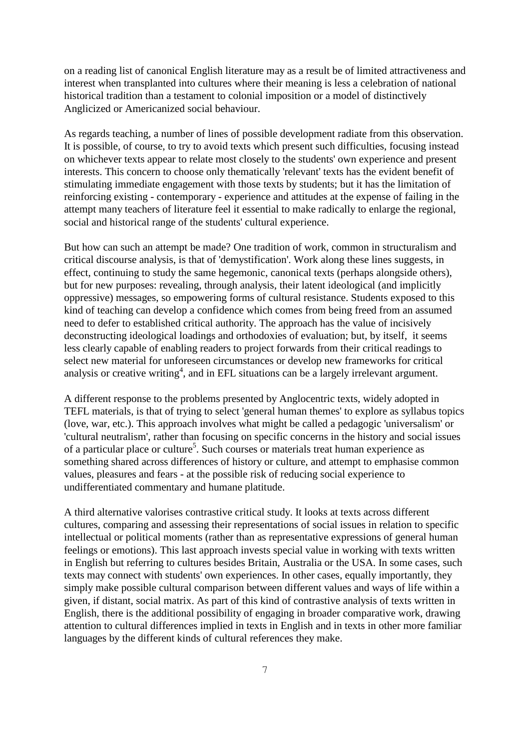on a reading list of canonical English literature may as a result be of limited attractiveness and interest when transplanted into cultures where their meaning is less a celebration of national historical tradition than a testament to colonial imposition or a model of distinctively Anglicized or Americanized social behaviour.

As regards teaching, a number of lines of possible development radiate from this observation. It is possible, of course, to try to avoid texts which present such difficulties, focusing instead on whichever texts appear to relate most closely to the students' own experience and present interests. This concern to choose only thematically 'relevant' texts has the evident benefit of stimulating immediate engagement with those texts by students; but it has the limitation of reinforcing existing - contemporary - experience and attitudes at the expense of failing in the attempt many teachers of literature feel it essential to make radically to enlarge the regional, social and historical range of the students' cultural experience.

But how can such an attempt be made? One tradition of work, common in structuralism and critical discourse analysis, is that of 'demystification'. Work along these lines suggests, in effect, continuing to study the same hegemonic, canonical texts (perhaps alongside others), but for new purposes: revealing, through analysis, their latent ideological (and implicitly oppressive) messages, so empowering forms of cultural resistance. Students exposed to this kind of teaching can develop a confidence which comes from being freed from an assumed need to defer to established critical authority. The approach has the value of incisively deconstructing ideological loadings and orthodoxies of evaluation; but, by itself, it seems less clearly capable of enabling readers to project forwards from their critical readings to select new material for unforeseen circumstances or develop new frameworks for critical analysis or creative writing[4], and in EFL situations can be a largely irrelevant argument.

A different response to the problems presented by Anglocentric texts, widely adopted in TEFL materials, is that of trying to select 'general human themes' to explore as syllabus topics (love, war, etc.). This approach involves what might be called a pedagogic 'universalism' or 'cultural neutralism', rather than focusing on specific concerns in the history and social issues of a particular place or culture[5]. Such courses or materials treat human experience as something shared across differences of history or culture, and attempt to emphasise common values, pleasures and fears - at the possible risk of reducing social experience to undifferentiated commentary and humane platitude.

A third alternative valorises contrastive critical study. It looks at texts across different cultures, comparing and assessing their representations of social issues in relation to specific intellectual or political moments (rather than as representative expressions of general human feelings or emotions). This last approach invests special value in working with texts written in English but referring to cultures besides Britain, Australia or the USA. In some cases, such texts may connect with students' own experiences. In other cases, equally importantly, they simply make possible cultural comparison between different values and ways of life within a given, if distant, social matrix. As part of this kind of contrastive analysis of texts written in English, there is the additional possibility of engaging in broader comparative work, drawing attention to cultural differences implied in texts in English and in texts in other more familiar languages by the different kinds of cultural references they make.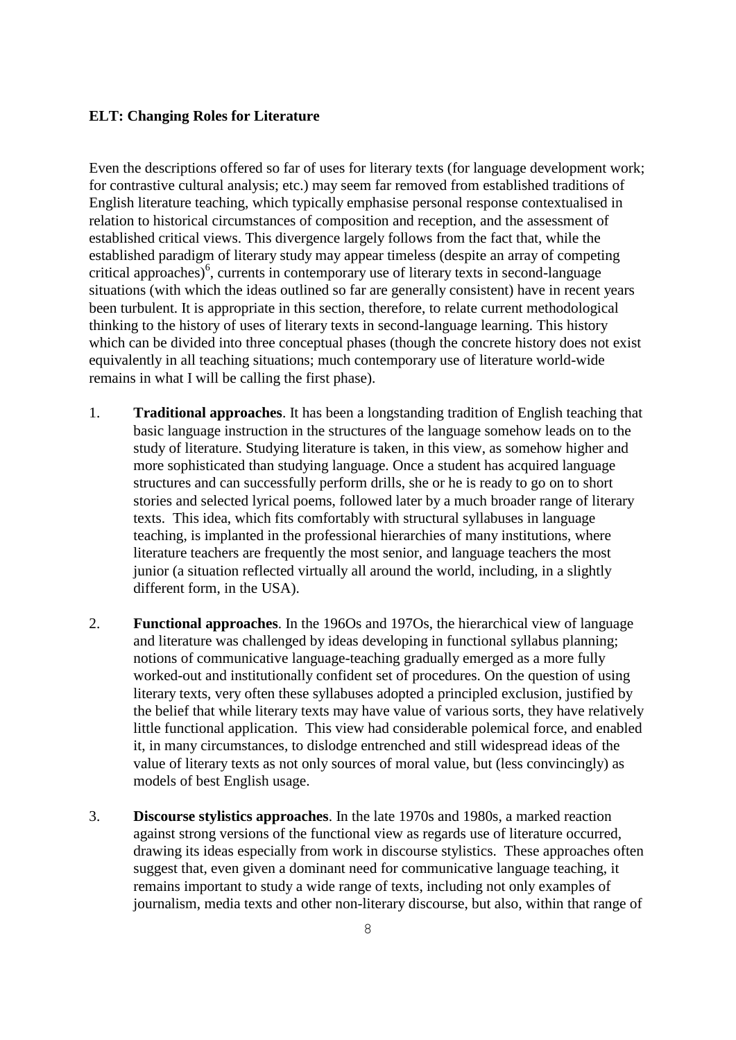**ELT: Changing Roles for Literature**

Even the descriptions offered so far of uses for literary texts (for language development work; for contrastive cultural analysis; etc.) may seem far removed from established traditions of English literature teaching, which typically emphasise personal response contextualised in relation to historical circumstances of composition and reception, and the assessment of established critical views. This divergence largely follows from the fact that, while the established paradigm of literary study may appear timeless (despite an array of competing critical approaches)[6], currents in contemporary use of literary texts in second-language situations (with which the ideas outlined so far are generally consistent) have in recent years been turbulent. It is appropriate in this section, therefore, to relate current methodological thinking to the history of uses of literary texts in second-language learning. This history which can be divided into three conceptual phases (though the concrete history does not exist equivalently in all teaching situations; much contemporary use of literature world-wide remains in what I will be calling the first phase).

1. **Traditional approaches**. It has been a longstanding tradition of English teaching that basic language instruction in the structures of the language somehow leads on to the study of literature. Studying literature is taken, in this view, as somehow higher and more sophisticated than studying language. Once a student has acquired language structures and can successfully perform drills, she or he is ready to go on to short stories and selected lyrical poems, followed later by a much broader range of literary texts. This idea, which fits comfortably with structural syllabuses in language teaching, is implanted in the professional hierarchies of many institutions, where literature teachers are frequently the most senior, and language teachers the most junior (a situation reflected virtually all around the world, including, in a slightly different form, in the USA).

2. **Functional approaches**. In the 196Os and 197Os, the hierarchical view of language and literature was challenged by ideas developing in functional syllabus planning; notions of communicative language-teaching gradually emerged as a more fully worked-out and institutionally confident set of procedures. On the question of using literary texts, very often these syllabuses adopted a principled exclusion, justified by the belief that while literary texts may have value of various sorts, they have relatively little functional application. This view had considerable polemical force, and enabled it, in many circumstances, to dislodge entrenched and still widespread ideas of the value of literary texts as not only sources of moral value, but (less convincingly) as models of best English usage.

3. **Discourse stylistics approaches**. In the late 1970s and 1980s, a marked reaction against strong versions of the functional view as regards use of literature occurred, drawing its ideas especially from work in discourse stylistics. These approaches often suggest that, even given a dominant need for communicative language teaching, it remains important to study a wide range of texts, including not only examples of journalism, media texts and other non-literary discourse, but also, within that range of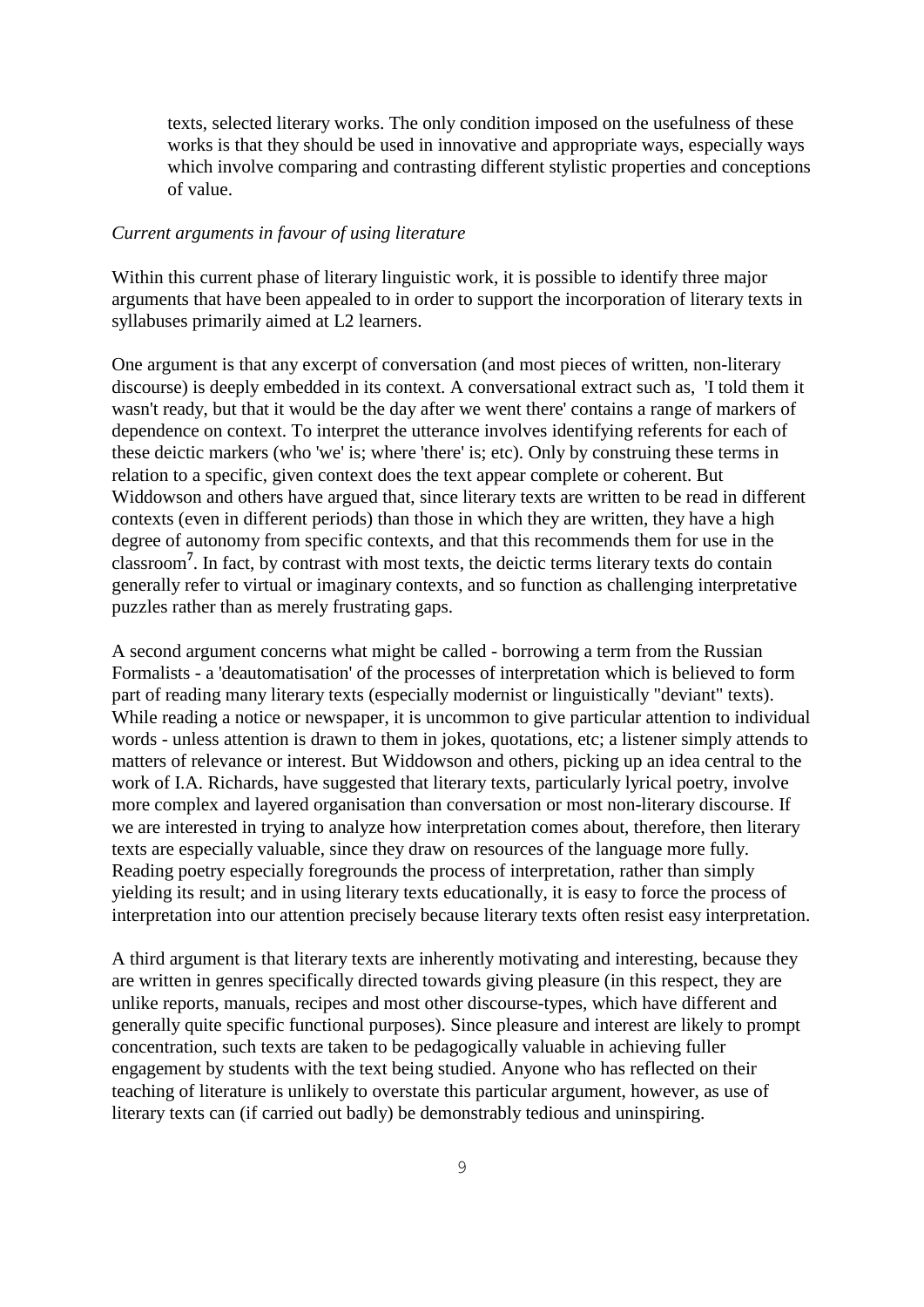texts, selected literary works. The only condition imposed on the usefulness of these works is that they should be used in innovative and appropriate ways, especially ways which involve comparing and contrasting different stylistic properties and conceptions of value.

*Current arguments in favour of using literature*

Within this current phase of literary linguistic work, it is possible to identify three major arguments that have been appealed to in order to support the incorporation of literary texts in syllabuses primarily aimed at L2 learners.

One argument is that any excerpt of conversation (and most pieces of written, non-literary discourse) is deeply embedded in its context. A conversational extract such as, 'I told them it wasn't ready, but that it would be the day after we went there' contains a range of markers of dependence on context. To interpret the utterance involves identifying referents for each of these deictic markers (who 'we' is; where 'there' is; etc). Only by construing these terms in relation to a specific, given context does the text appear complete or coherent. But Widdowson and others have argued that, since literary texts are written to be read in different contexts (even in different periods) than those in which they are written, they have a high degree of autonomy from specific contexts, and that this recommends them for use in the classroom[7]. In fact, by contrast with most texts, the deictic terms literary texts do contain generally refer to virtual or imaginary contexts, and so function as challenging interpretative puzzles rather than as merely frustrating gaps.

A second argument concerns what might be called - borrowing a term from the Russian Formalists - a 'deautomatisation' of the processes of interpretation which is believed to form part of reading many literary texts (especially modernist or linguistically "deviant" texts). While reading a notice or newspaper, it is uncommon to give particular attention to individual words - unless attention is drawn to them in jokes, quotations, etc; a listener simply attends to matters of relevance or interest. But Widdowson and others, picking up an idea central to the work of I.A. Richards, have suggested that literary texts, particularly lyrical poetry, involve more complex and layered organisation than conversation or most non-literary discourse. If we are interested in trying to analyze how interpretation comes about, therefore, then literary texts are especially valuable, since they draw on resources of the language more fully. Reading poetry especially foregrounds the process of interpretation, rather than simply yielding its result; and in using literary texts educationally, it is easy to force the process of interpretation into our attention precisely because literary texts often resist easy interpretation.

A third argument is that literary texts are inherently motivating and interesting, because they are written in genres specifically directed towards giving pleasure (in this respect, they are unlike reports, manuals, recipes and most other discourse-types, which have different and generally quite specific functional purposes). Since pleasure and interest are likely to prompt concentration, such texts are taken to be pedagogically valuable in achieving fuller engagement by students with the text being studied. Anyone who has reflected on their teaching of literature is unlikely to overstate this particular argument, however, as use of literary texts can (if carried out badly) be demonstrably tedious and uninspiring.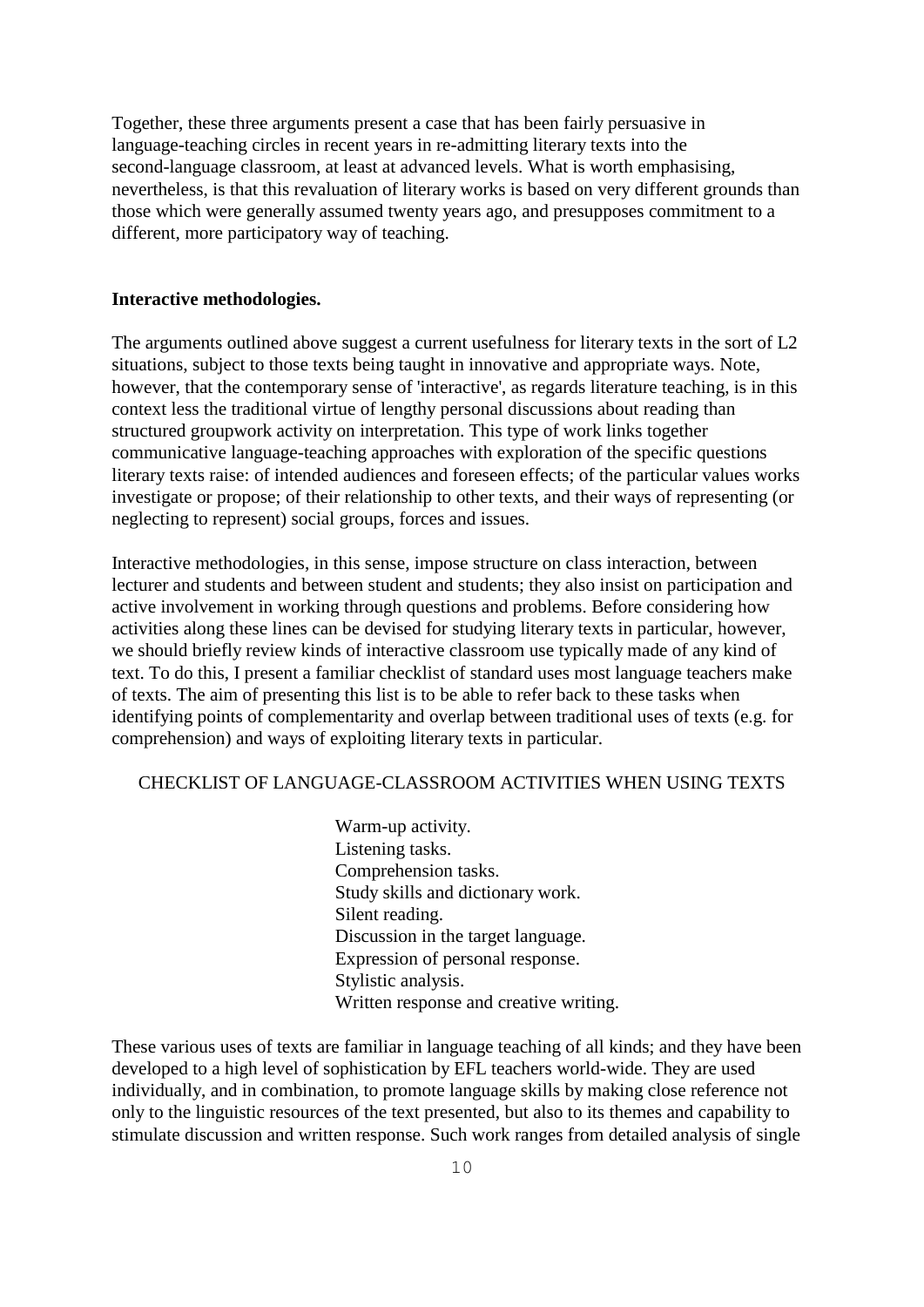Together, these three arguments present a case that has been fairly persuasive in language-teaching circles in recent years in re-admitting literary texts into the second-language classroom, at least at advanced levels. What is worth emphasising, nevertheless, is that this revaluation of literary works is based on very different grounds than those which were generally assumed twenty years ago, and presupposes commitment to a different, more participatory way of teaching.

**Interactive methodologies.**

The arguments outlined above suggest a current usefulness for literary texts in the sort of L2 situations, subject to those texts being taught in innovative and appropriate ways. Note, however, that the contemporary sense of 'interactive', as regards literature teaching, is in this context less the traditional virtue of lengthy personal discussions about reading than structured groupwork activity on interpretation. This type of work links together communicative language-teaching approaches with exploration of the specific questions literary texts raise: of intended audiences and foreseen effects; of the particular values works investigate or propose; of their relationship to other texts, and their ways of representing (or neglecting to represent) social groups, forces and issues.

Interactive methodologies, in this sense, impose structure on class interaction, between lecturer and students and between student and students; they also insist on participation and active involvement in working through questions and problems. Before considering how activities along these lines can be devised for studying literary texts in particular, however, we should briefly review kinds of interactive classroom use typically made of any kind of text. To do this, I present a familiar checklist of standard uses most language teachers make of texts. The aim of presenting this list is to be able to refer back to these tasks when identifying points of complementarity and overlap between traditional uses of texts (e.g. for comprehension) and ways of exploiting literary texts in particular.

CHECKLIST OF LANGUAGE-CLASSROOM ACTIVITIES WHEN USING TEXTS

Warm-up activity.
Listening tasks.
Comprehension tasks.
Study skills and dictionary work.
Silent reading.
Discussion in the target language.
Expression of personal response.
Stylistic analysis.
Written response and creative writing.

These various uses of texts are familiar in language teaching of all kinds; and they have been developed to a high level of sophistication by EFL teachers world-wide. They are used individually, and in combination, to promote language skills by making close reference not only to the linguistic resources of the text presented, but also to its themes and capability to stimulate discussion and written response. Such work ranges from detailed analysis of single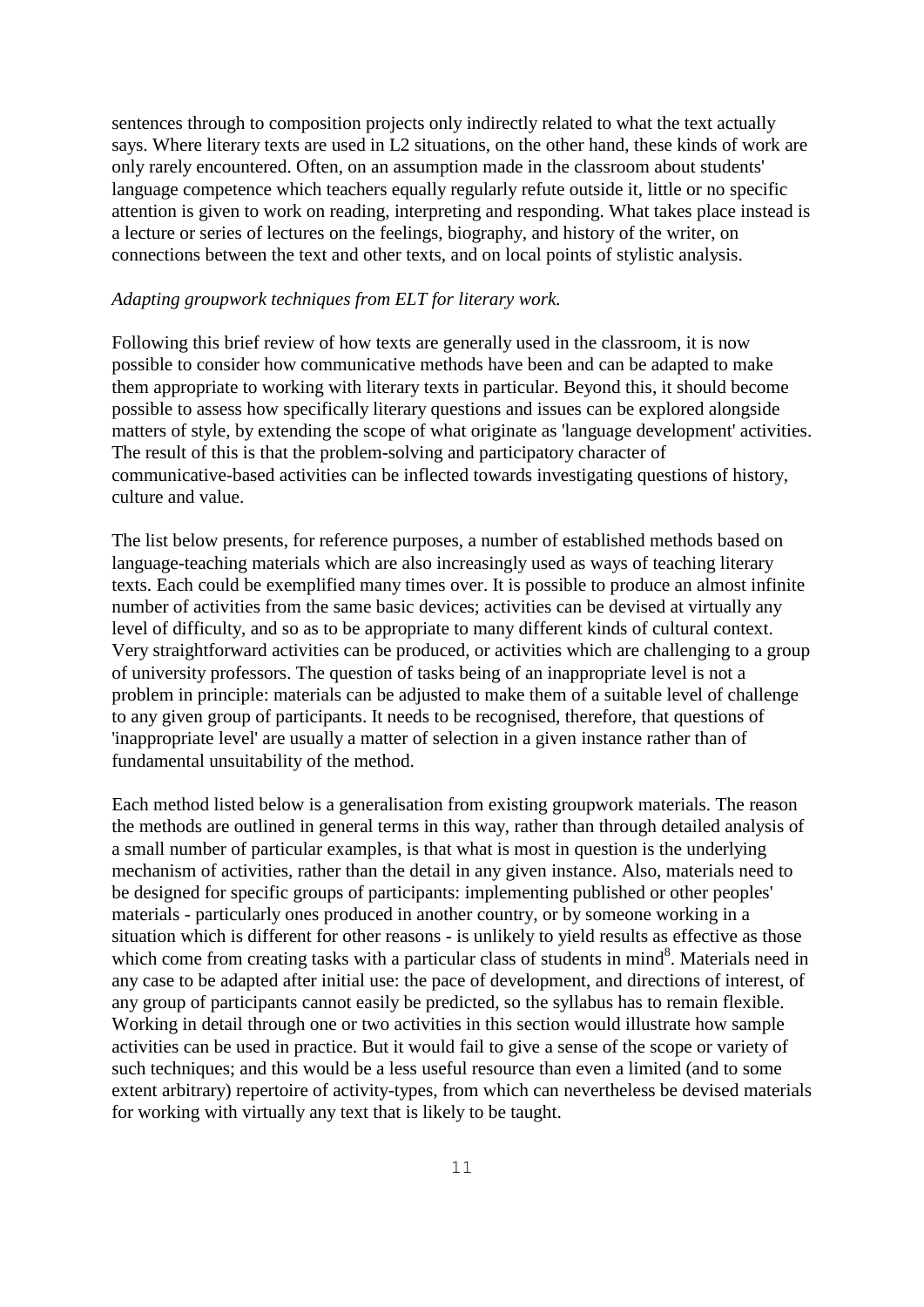sentences through to composition projects only indirectly related to what the text actually says. Where literary texts are used in L2 situations, on the other hand, these kinds of work are only rarely encountered. Often, on an assumption made in the classroom about students' language competence which teachers equally regularly refute outside it, little or no specific attention is given to work on reading, interpreting and responding. What takes place instead is a lecture or series of lectures on the feelings, biography, and history of the writer, on connections between the text and other texts, and on local points of stylistic analysis.

*Adapting groupwork techniques from ELT for literary work.*

Following this brief review of how texts are generally used in the classroom, it is now possible to consider how communicative methods have been and can be adapted to make them appropriate to working with literary texts in particular. Beyond this, it should become possible to assess how specifically literary questions and issues can be explored alongside matters of style, by extending the scope of what originate as 'language development' activities. The result of this is that the problem-solving and participatory character of communicative-based activities can be inflected towards investigating questions of history, culture and value.

The list below presents, for reference purposes, a number of established methods based on language-teaching materials which are also increasingly used as ways of teaching literary texts. Each could be exemplified many times over. It is possible to produce an almost infinite number of activities from the same basic devices; activities can be devised at virtually any level of difficulty, and so as to be appropriate to many different kinds of cultural context. Very straightforward activities can be produced, or activities which are challenging to a group of university professors. The question of tasks being of an inappropriate level is not a problem in principle: materials can be adjusted to make them of a suitable level of challenge to any given group of participants. It needs to be recognised, therefore, that questions of 'inappropriate level' are usually a matter of selection in a given instance rather than of fundamental unsuitability of the method.

Each method listed below is a generalisation from existing groupwork materials. The reason the methods are outlined in general terms in this way, rather than through detailed analysis of a small number of particular examples, is that what is most in question is the underlying mechanism of activities, rather than the detail in any given instance. Also, materials need to be designed for specific groups of participants: implementing published or other peoples' materials - particularly ones produced in another country, or by someone working in a situation which is different for other reasons - is unlikely to yield results as effective as those which come from creating tasks with a particular class of students in mind[8]. Materials need in any case to be adapted after initial use: the pace of development, and directions of interest, of any group of participants cannot easily be predicted, so the syllabus has to remain flexible. Working in detail through one or two activities in this section would illustrate how sample activities can be used in practice. But it would fail to give a sense of the scope or variety of such techniques; and this would be a less useful resource than even a limited (and to some extent arbitrary) repertoire of activity-types, from which can nevertheless be devised materials for working with virtually any text that is likely to be taught.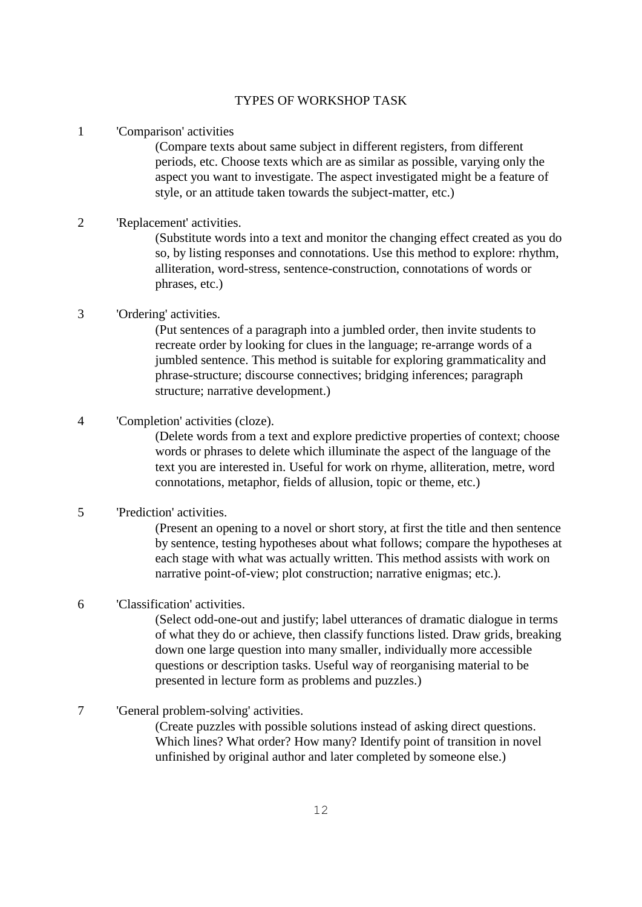## TYPES OF WORKSHOP TASK

1. 'Comparison' activities

   (Compare texts about same subject in different registers, from different periods, etc. Choose texts which are as similar as possible, varying only the aspect you want to investigate. The aspect investigated might be a feature of style, or an attitude taken towards the subject-matter, etc.)

2. 'Replacement' activities.

   (Substitute words into a text and monitor the changing effect created as you do so, by listing responses and connotations. Use this method to explore: rhythm, alliteration, word-stress, sentence-construction, connotations of words or phrases, etc.)

3. 'Ordering' activities.

   (Put sentences of a paragraph into a jumbled order, then invite students to recreate order by looking for clues in the language; re-arrange words of a jumbled sentence. This method is suitable for exploring grammaticality and phrase-structure; discourse connectives; bridging inferences; paragraph structure; narrative development.)

4. 'Completion' activities (cloze).

   (Delete words from a text and explore predictive properties of context; choose words or phrases to delete which illuminate the aspect of the language of the text you are interested in. Useful for work on rhyme, alliteration, metre, word connotations, metaphor, fields of allusion, topic or theme, etc.)

5. 'Prediction' activities.

   (Present an opening to a novel or short story, at first the title and then sentence by sentence, testing hypotheses about what follows; compare the hypotheses at each stage with what was actually written. This method assists with work on narrative point-of-view; plot construction; narrative enigmas; etc.).

6. 'Classification' activities.

   (Select odd-one-out and justify; label utterances of dramatic dialogue in terms of what they do or achieve, then classify functions listed. Draw grids, breaking down one large question into many smaller, individually more accessible questions or description tasks. Useful way of reorganising material to be presented in lecture form as problems and puzzles.)

7. 'General problem-solving' activities.

   (Create puzzles with possible solutions instead of asking direct questions. Which lines? What order? How many? Identify point of transition in novel unfinished by original author and later completed by someone else.)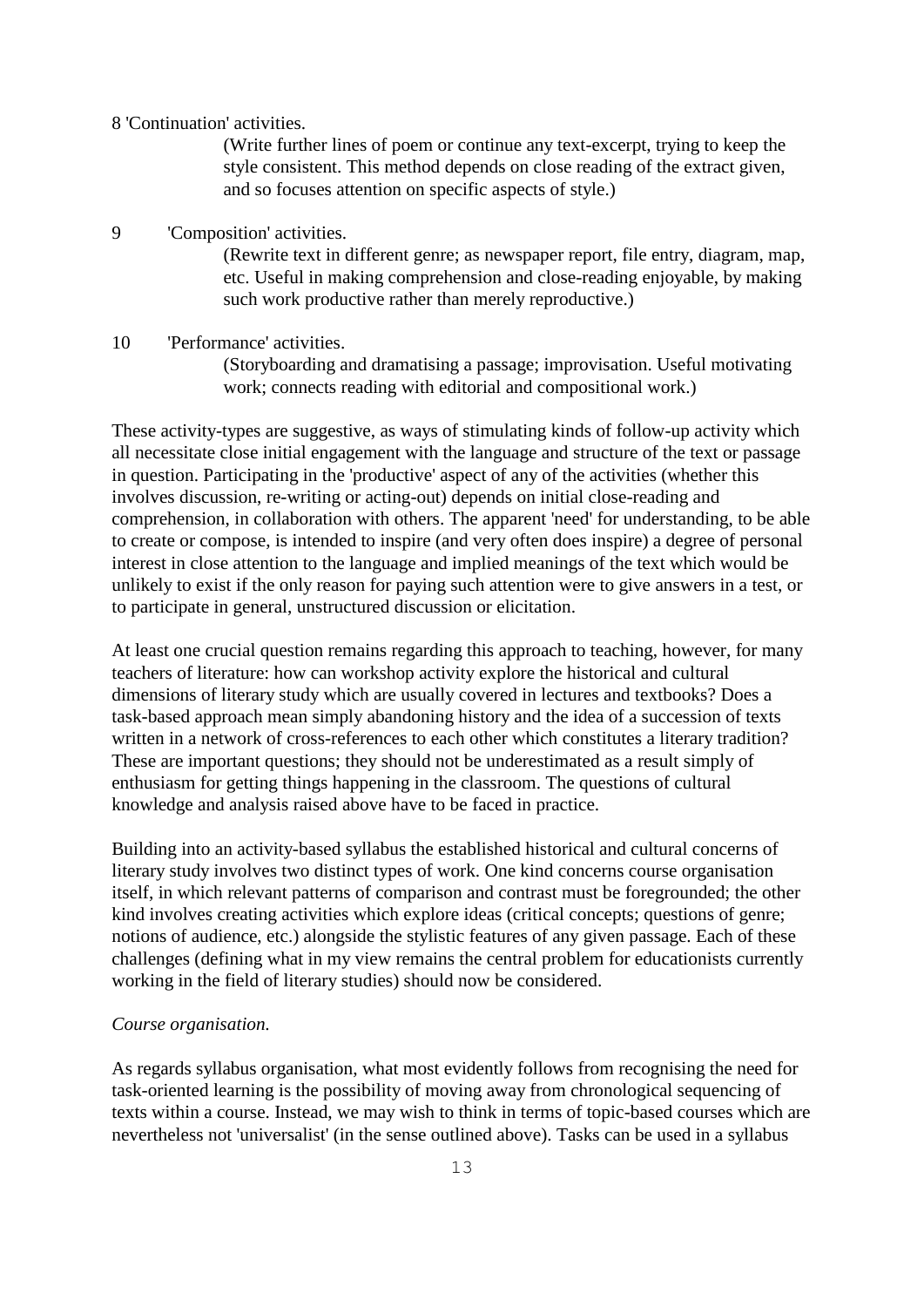8 'Continuation' activities.

(Write further lines of poem or continue any text-excerpt, trying to keep the style consistent. This method depends on close reading of the extract given, and so focuses attention on specific aspects of style.)

9 'Composition' activities.

(Rewrite text in different genre; as newspaper report, file entry, diagram, map, etc. Useful in making comprehension and close-reading enjoyable, by making such work productive rather than merely reproductive.)

10 'Performance' activities.

(Storyboarding and dramatising a passage; improvisation. Useful motivating work; connects reading with editorial and compositional work.)

These activity-types are suggestive, as ways of stimulating kinds of follow-up activity which all necessitate close initial engagement with the language and structure of the text or passage in question. Participating in the 'productive' aspect of any of the activities (whether this involves discussion, re-writing or acting-out) depends on initial close-reading and comprehension, in collaboration with others. The apparent 'need' for understanding, to be able to create or compose, is intended to inspire (and very often does inspire) a degree of personal interest in close attention to the language and implied meanings of the text which would be unlikely to exist if the only reason for paying such attention were to give answers in a test, or to participate in general, unstructured discussion or elicitation.

At least one crucial question remains regarding this approach to teaching, however, for many teachers of literature: how can workshop activity explore the historical and cultural dimensions of literary study which are usually covered in lectures and textbooks? Does a task-based approach mean simply abandoning history and the idea of a succession of texts written in a network of cross-references to each other which constitutes a literary tradition? These are important questions; they should not be underestimated as a result simply of enthusiasm for getting things happening in the classroom. The questions of cultural knowledge and analysis raised above have to be faced in practice.

Building into an activity-based syllabus the established historical and cultural concerns of literary study involves two distinct types of work. One kind concerns course organisation itself, in which relevant patterns of comparison and contrast must be foregrounded; the other kind involves creating activities which explore ideas (critical concepts; questions of genre; notions of audience, etc.) alongside the stylistic features of any given passage. Each of these challenges (defining what in my view remains the central problem for educationists currently working in the field of literary studies) should now be considered.

*Course organisation.*

As regards syllabus organisation, what most evidently follows from recognising the need for task-oriented learning is the possibility of moving away from chronological sequencing of texts within a course. Instead, we may wish to think in terms of topic-based courses which are nevertheless not 'universalist' (in the sense outlined above). Tasks can be used in a syllabus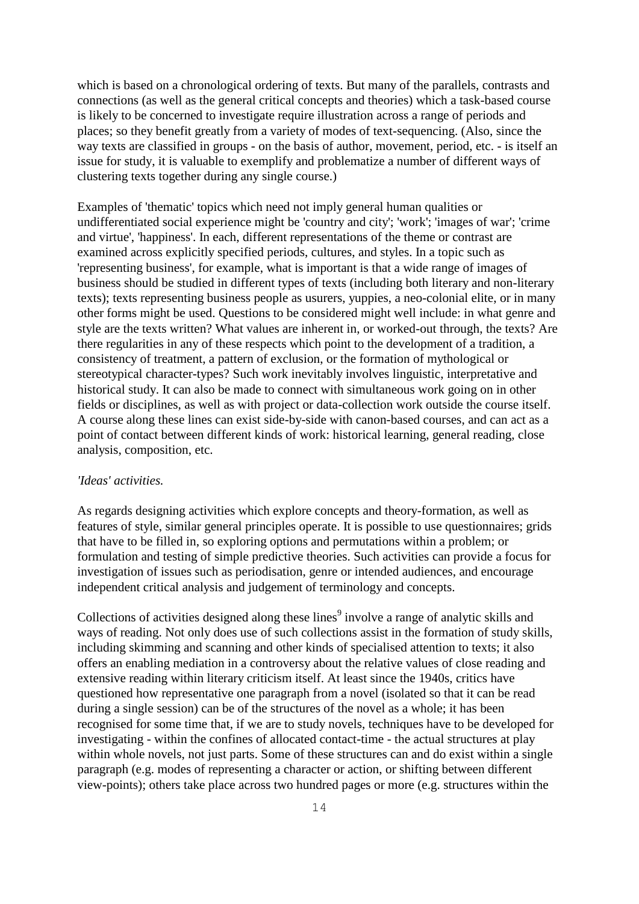which is based on a chronological ordering of texts. But many of the parallels, contrasts and connections (as well as the general critical concepts and theories) which a task-based course is likely to be concerned to investigate require illustration across a range of periods and places; so they benefit greatly from a variety of modes of text-sequencing. (Also, since the way texts are classified in groups - on the basis of author, movement, period, etc. - is itself an issue for study, it is valuable to exemplify and problematize a number of different ways of clustering texts together during any single course.)

Examples of 'thematic' topics which need not imply general human qualities or undifferentiated social experience might be 'country and city'; 'work'; 'images of war'; 'crime and virtue', 'happiness'. In each, different representations of the theme or contrast are examined across explicitly specified periods, cultures, and styles. In a topic such as 'representing business', for example, what is important is that a wide range of images of business should be studied in different types of texts (including both literary and non-literary texts); texts representing business people as usurers, yuppies, a neo-colonial elite, or in many other forms might be used. Questions to be considered might well include: in what genre and style are the texts written? What values are inherent in, or worked-out through, the texts? Are there regularities in any of these respects which point to the development of a tradition, a consistency of treatment, a pattern of exclusion, or the formation of mythological or stereotypical character-types? Such work inevitably involves linguistic, interpretative and historical study. It can also be made to connect with simultaneous work going on in other fields or disciplines, as well as with project or data-collection work outside the course itself. A course along these lines can exist side-by-side with canon-based courses, and can act as a point of contact between different kinds of work: historical learning, general reading, close analysis, composition, etc.

*'Ideas' activities.*

As regards designing activities which explore concepts and theory-formation, as well as features of style, similar general principles operate. It is possible to use questionnaires; grids that have to be filled in, so exploring options and permutations within a problem; or formulation and testing of simple predictive theories. Such activities can provide a focus for investigation of issues such as periodisation, genre or intended audiences, and encourage independent critical analysis and judgement of terminology and concepts.

Collections of activities designed along these lines[9] involve a range of analytic skills and ways of reading. Not only does use of such collections assist in the formation of study skills, including skimming and scanning and other kinds of specialised attention to texts; it also offers an enabling mediation in a controversy about the relative values of close reading and extensive reading within literary criticism itself. At least since the 1940s, critics have questioned how representative one paragraph from a novel (isolated so that it can be read during a single session) can be of the structures of the novel as a whole; it has been recognised for some time that, if we are to study novels, techniques have to be developed for investigating - within the confines of allocated contact-time - the actual structures at play within whole novels, not just parts. Some of these structures can and do exist within a single paragraph (e.g. modes of representing a character or action, or shifting between different view-points); others take place across two hundred pages or more (e.g. structures within the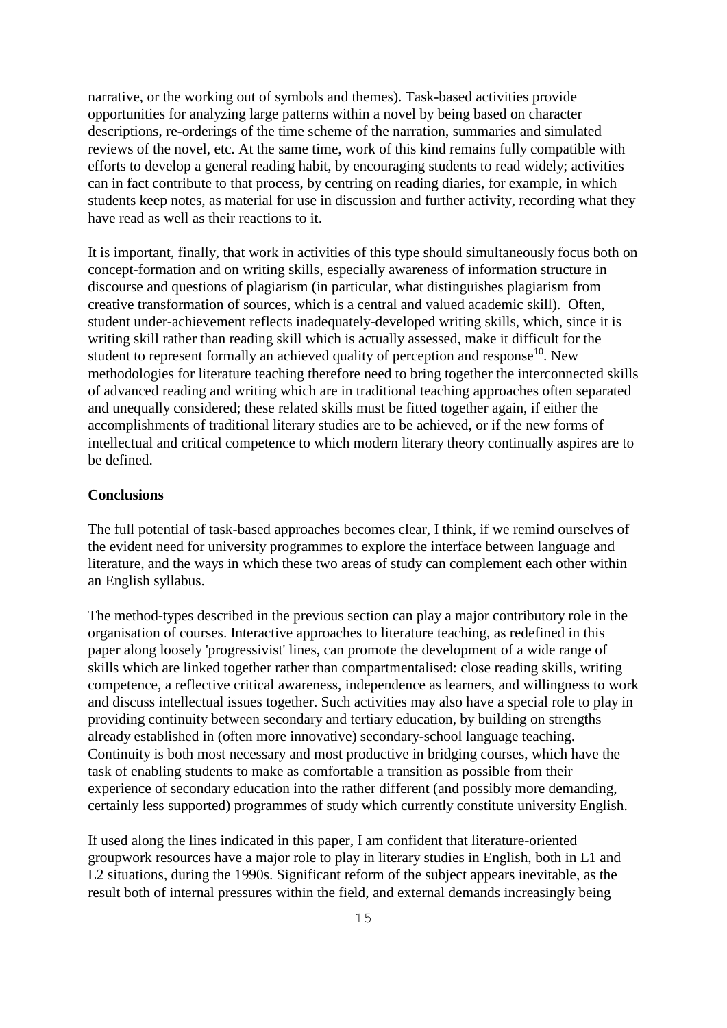narrative, or the working out of symbols and themes). Task-based activities provide opportunities for analyzing large patterns within a novel by being based on character descriptions, re-orderings of the time scheme of the narration, summaries and simulated reviews of the novel, etc. At the same time, work of this kind remains fully compatible with efforts to develop a general reading habit, by encouraging students to read widely; activities can in fact contribute to that process, by centring on reading diaries, for example, in which students keep notes, as material for use in discussion and further activity, recording what they have read as well as their reactions to it.

It is important, finally, that work in activities of this type should simultaneously focus both on concept-formation and on writing skills, especially awareness of information structure in discourse and questions of plagiarism (in particular, what distinguishes plagiarism from creative transformation of sources, which is a central and valued academic skill). Often, student under-achievement reflects inadequately-developed writing skills, which, since it is writing skill rather than reading skill which is actually assessed, make it difficult for the student to represent formally an achieved quality of perception and response[10]. New methodologies for literature teaching therefore need to bring together the interconnected skills of advanced reading and writing which are in traditional teaching approaches often separated and unequally considered; these related skills must be fitted together again, if either the accomplishments of traditional literary studies are to be achieved, or if the new forms of intellectual and critical competence to which modern literary theory continually aspires are to be defined.

**Conclusions**

The full potential of task-based approaches becomes clear, I think, if we remind ourselves of the evident need for university programmes to explore the interface between language and literature, and the ways in which these two areas of study can complement each other within an English syllabus.

The method-types described in the previous section can play a major contributory role in the organisation of courses. Interactive approaches to literature teaching, as redefined in this paper along loosely 'progressivist' lines, can promote the development of a wide range of skills which are linked together rather than compartmentalised: close reading skills, writing competence, a reflective critical awareness, independence as learners, and willingness to work and discuss intellectual issues together. Such activities may also have a special role to play in providing continuity between secondary and tertiary education, by building on strengths already established in (often more innovative) secondary-school language teaching. Continuity is both most necessary and most productive in bridging courses, which have the task of enabling students to make as comfortable a transition as possible from their experience of secondary education into the rather different (and possibly more demanding, certainly less supported) programmes of study which currently constitute university English.

If used along the lines indicated in this paper, I am confident that literature-oriented groupwork resources have a major role to play in literary studies in English, both in L1 and L2 situations, during the 1990s. Significant reform of the subject appears inevitable, as the result both of internal pressures within the field, and external demands increasingly being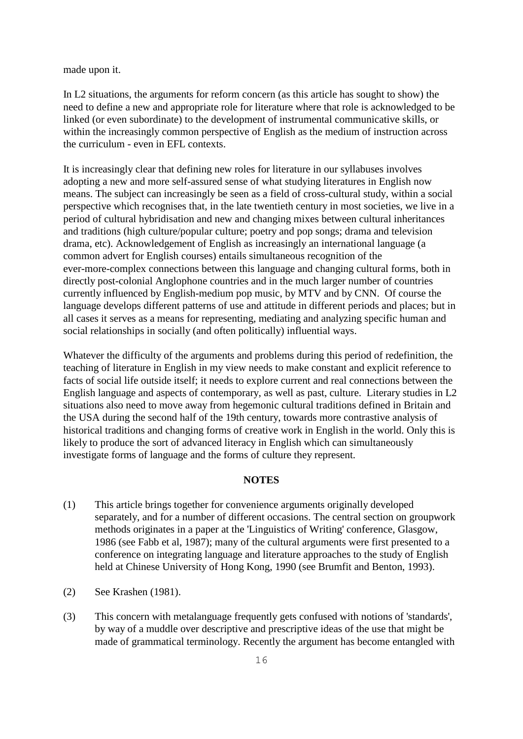made upon it.

In L2 situations, the arguments for reform concern (as this article has sought to show) the need to define a new and appropriate role for literature where that role is acknowledged to be linked (or even subordinate) to the development of instrumental communicative skills, or within the increasingly common perspective of English as the medium of instruction across the curriculum - even in EFL contexts.

It is increasingly clear that defining new roles for literature in our syllabuses involves adopting a new and more self-assured sense of what studying literatures in English now means. The subject can increasingly be seen as a field of cross-cultural study, within a social perspective which recognises that, in the late twentieth century in most societies, we live in a period of cultural hybridisation and new and changing mixes between cultural inheritances and traditions (high culture/popular culture; poetry and pop songs; drama and television drama, etc). Acknowledgement of English as increasingly an international language (a common advert for English courses) entails simultaneous recognition of the ever-more-complex connections between this language and changing cultural forms, both in directly post-colonial Anglophone countries and in the much larger number of countries currently influenced by English-medium pop music, by MTV and by CNN. Of course the language develops different patterns of use and attitude in different periods and places; but in all cases it serves as a means for representing, mediating and analyzing specific human and social relationships in socially (and often politically) influential ways.

Whatever the difficulty of the arguments and problems during this period of redefinition, the teaching of literature in English in my view needs to make constant and explicit reference to facts of social life outside itself; it needs to explore current and real connections between the English language and aspects of contemporary, as well as past, culture. Literary studies in L2 situations also need to move away from hegemonic cultural traditions defined in Britain and the USA during the second half of the 19th century, towards more contrastive analysis of historical traditions and changing forms of creative work in English in the world. Only this is likely to produce the sort of advanced literacy in English which can simultaneously investigate forms of language and the forms of culture they represent.

## NOTES

(1) This article brings together for convenience arguments originally developed separately, and for a number of different occasions. The central section on groupwork methods originates in a paper at the 'Linguistics of Writing' conference, Glasgow, 1986 (see Fabb et al, 1987); many of the cultural arguments were first presented to a conference on integrating language and literature approaches to the study of English held at Chinese University of Hong Kong, 1990 (see Brumfit and Benton, 1993).

(2) See Krashen (1981).

(3) This concern with metalanguage frequently gets confused with notions of 'standards', by way of a muddle over descriptive and prescriptive ideas of the use that might be made of grammatical terminology. Recently the argument has become entangled with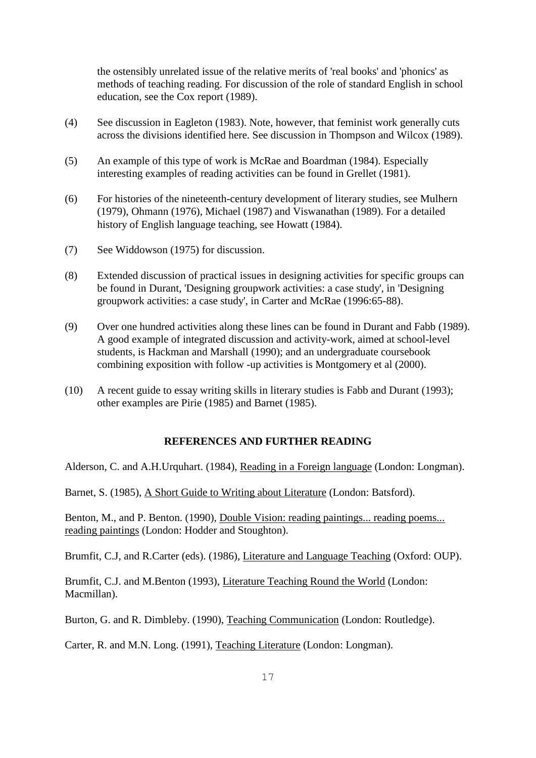the ostensibly unrelated issue of the relative merits of 'real books' and 'phonics' as methods of teaching reading. For discussion of the role of standard English in school education, see the Cox report (1989).

(4) See discussion in Eagleton (1983). Note, however, that feminist work generally cuts across the divisions identified here. See discussion in Thompson and Wilcox (1989).

(5) An example of this type of work is McRae and Boardman (1984). Especially interesting examples of reading activities can be found in Grellet (1981).

(6) For histories of the nineteenth-century development of literary studies, see Mulhern (1979), Ohmann (1976), Michael (1987) and Viswanathan (1989). For a detailed history of English language teaching, see Howatt (1984).

(7) See Widdowson (1975) for discussion.

(8) Extended discussion of practical issues in designing activities for specific groups can be found in Durant, 'Designing groupwork activities: a case study', in 'Designing groupwork activities: a case study', in Carter and McRae (1996:65-88).

(9) Over one hundred activities along these lines can be found in Durant and Fabb (1989). A good example of integrated discussion and activity-work, aimed at school-level students, is Hackman and Marshall (1990); and an undergraduate coursebook combining exposition with follow -up activities is Montgomery et al (2000).

(10) A recent guide to essay writing skills in literary studies is Fabb and Durant (1993); other examples are Pirie (1985) and Barnet (1985).

## REFERENCES AND FURTHER READING

Alderson, C. and A.H.Urquhart. (1984), Reading in a Foreign language (London: Longman).

Barnet, S. (1985), A Short Guide to Writing about Literature (London: Batsford).

Benton, M., and P. Benton. (1990), Double Vision: reading paintings... reading poems... reading paintings (London: Hodder and Stoughton).

Brumfit, C.J, and R.Carter (eds). (1986), Literature and Language Teaching (Oxford: OUP).

Brumfit, C.J. and M.Benton (1993), Literature Teaching Round the World (London: Macmillan).

Burton, G. and R. Dimbleby. (1990), Teaching Communication (London: Routledge).

Carter, R. and M.N. Long. (1991), Teaching Literature (London: Longman).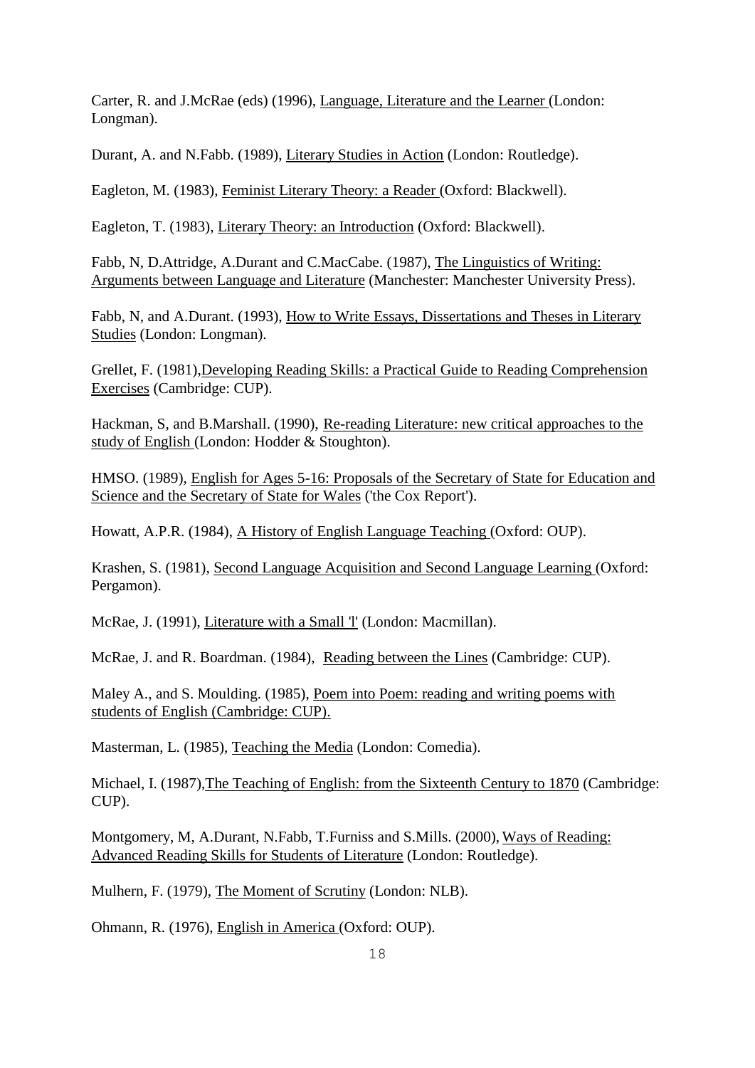Carter, R. and J.McRae (eds) (1996), Language, Literature and the Learner (London: Longman).

Durant, A. and N.Fabb. (1989), Literary Studies in Action (London: Routledge).

Eagleton, M. (1983), Feminist Literary Theory: a Reader (Oxford: Blackwell).

Eagleton, T. (1983), Literary Theory: an Introduction (Oxford: Blackwell).

Fabb, N, D.Attridge, A.Durant and C.MacCabe. (1987), The Linguistics of Writing: Arguments between Language and Literature (Manchester: Manchester University Press).

Fabb, N, and A.Durant. (1993), How to Write Essays, Dissertations and Theses in Literary Studies (London: Longman).

Grellet, F. (1981), Developing Reading Skills: a Practical Guide to Reading Comprehension Exercises (Cambridge: CUP).

Hackman, S, and B.Marshall. (1990), Re-reading Literature: new critical approaches to the study of English (London: Hodder & Stoughton).

HMSO. (1989), English for Ages 5-16: Proposals of the Secretary of State for Education and Science and the Secretary of State for Wales ('the Cox Report').

Howatt, A.P.R. (1984), A History of English Language Teaching (Oxford: OUP).

Krashen, S. (1981), Second Language Acquisition and Second Language Learning (Oxford: Pergamon).

McRae, J. (1991), Literature with a Small 'l' (London: Macmillan).

McRae, J. and R. Boardman. (1984), Reading between the Lines (Cambridge: CUP).

Maley A., and S. Moulding. (1985), Poem into Poem: reading and writing poems with students of English (Cambridge: CUP).

Masterman, L. (1985), Teaching the Media (London: Comedia).

Michael, I. (1987), The Teaching of English: from the Sixteenth Century to 1870 (Cambridge: CUP).

Montgomery, M, A.Durant, N.Fabb, T.Furniss and S.Mills. (2000), Ways of Reading: Advanced Reading Skills for Students of Literature (London: Routledge).

Mulhern, F. (1979), The Moment of Scrutiny (London: NLB).

Ohmann, R. (1976), English in America (Oxford: OUP).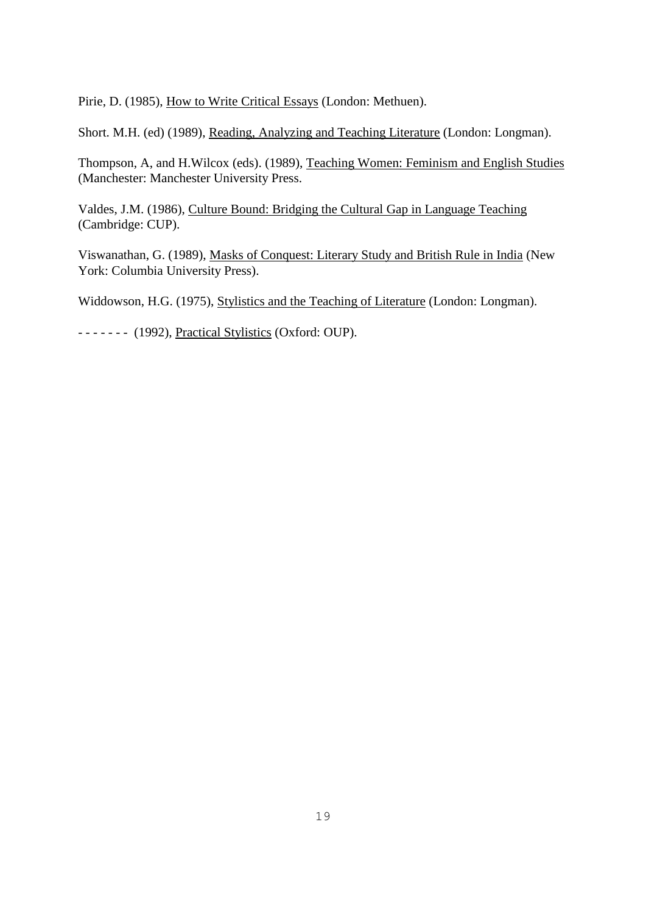Pirie, D. (1985), How to Write Critical Essays (London: Methuen).

Short. M.H. (ed) (1989), Reading, Analyzing and Teaching Literature (London: Longman).

Thompson, A, and H.Wilcox (eds). (1989), Teaching Women: Feminism and English Studies (Manchester: Manchester University Press.

Valdes, J.M. (1986), Culture Bound: Bridging the Cultural Gap in Language Teaching (Cambridge: CUP).

Viswanathan, G. (1989), Masks of Conquest: Literary Study and British Rule in India (New York: Columbia University Press).

Widdowson, H.G. (1975), Stylistics and the Teaching of Literature (London: Longman).

- - - - - - - (1992), Practical Stylistics (Oxford: OUP).